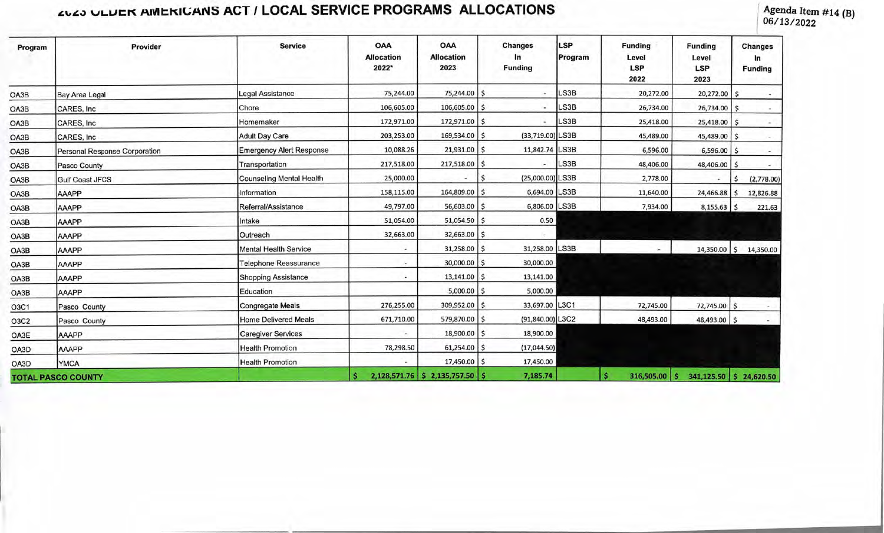# 2023 OLDER AMERICANS ACT / LOCAL SERVICE PROGRAMS ALLOCATIONS

Agenda Item #14 (B)
06/13/2022

| Program | Provider | Service | OAA Allocation 2022* | OAA Allocation 2023 | Changes In Funding | LSP Program | Funding Level LSP 2022 | Funding Level LSP 2023 | Changes In Funding |
|---|---|---|---|---|---|---|---|---|---|
| OA3B | Bay Area Legal | Legal Assistance | 75,244.00 | 75,244.00 | $ - | LS3B | 20,272.00 | 20,272.00 | $ - |
| OA3B | CARES, Inc | Chore | 106,605.00 | 106,605.00 | $ - | LS3B | 26,734.00 | 26,734.00 | $ - |
| OA3B | CARES, Inc | Homemaker | 172,971.00 | 172,971.00 | $ - | LS3B | 25,418.00 | 25,418.00 | $ - |
| OA3B | CARES, Inc | Adult Day Care | 203,253.00 | 169,534.00 | $ (33,719.00) | LS3B | 45,489.00 | 45,489.00 | $ - |
| OA3B | Personal Response Corporation | Emergency Alert Response | 10,088.26 | 21,931.00 | $ 11,842.74 | LS3B | 6,596.00 | 6,596.00 | $ - |
| OA3B | Pasco County | Transportation | 217,518.00 | 217,518.00 | $ - | LS3B | 48,406.00 | 48,406.00 | $ - |
| OA3B | Gulf Coast JFCS | Counseling Mental Health | 25,000.00 | - | $ (25,000.00) | LS3B | 2,778.00 | - | $ (2,778.00) |
| OA3B | AAAPP | Information | 158,115.00 | 164,809.00 | $ 6,694.00 | LS3B | 11,640.00 | 24,466.88 | $ 12,826.88 |
| OA3B | AAAPP | Referral/Assistance | 49,797.00 | 56,603.00 | $ 6,806.00 | LS3B | 7,934.00 | 8,155.63 | $ 221.63 |
| OA3B | AAAPP | Intake | 51,054.00 | 51,054.50 | $ 0.50 | | | | |
| OA3B | AAAPP | Outreach | 32,663.00 | 32,663.00 | $ - | | | | |
| OA3B | AAAPP | Mental Health Service | - | 31,258.00 | $ 31,258.00 | LS3B | - | 14,350.00 | $ 14,350.00 |
| OA3B | AAAPP | Telephone Reassurance | - | 30,000.00 | $ 30,000.00 | | | | |
| OA3B | AAAPP | Shopping Assistance | - | 13,141.00 | $ 13,141.00 | | | | |
| OA3B | AAAPP | Education | | 5,000.00 | $ 5,000.00 | | | | |
| O3C1 | Pasco County | Congregate Meals | 276,255.00 | 309,952.00 | $ 33,697.00 | L3C1 | 72,745.00 | 72,745.00 | $ - |
| O3C2 | Pasco County | Home Delivered Meals | 671,710.00 | 579,870.00 | $ (91,840.00) | L3C2 | 48,493.00 | 48,493.00 | $ - |
| OA3E | AAAPP | Caregiver Services | - | 18,900.00 | $ 18,900.00 | | | | |
| OA3D | AAAPP | Health Promotion | 78,298.50 | 61,254.00 | $ (17,044.50) | | | | |
| OA3D | YMCA | Health Promotion | - | 17,450.00 | $ 17,450.00 | | | | |
| **TOTAL PASCO COUNTY** | | | **$ 2,128,571.76** | **$ 2,135,757.50** | **$ 7,185.74** | | **$ 316,505.00** | **$ 341,125.50** | **$ 24,620.50** |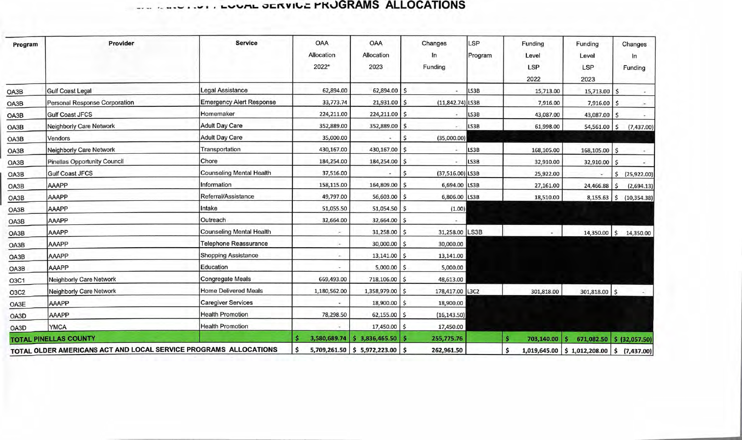## LOCAL SERVICE PROGRAMS ALLOCATIONS

| Program | Provider | Service | OAA Allocation 2022* | OAA Allocation 2023 | Changes In Funding | LSP Program | Funding Level LSP 2022 | Funding Level LSP 2023 | Changes In Funding |
|---|---|---|---|---|---|---|---|---|---|
| OA3B | Gulf Coast Legal | Legal Assistance | 62,894.00 | 62,894.00 | $ - | LS3B | 15,713.00 | 15,713.00 | $ - |
| OA3B | Personal Response Corporation | Emergency Alert Response | 33,773.74 | 21,931.00 | $ (11,842.74) | LS3B | 7,916.00 | 7,916.00 | $ - |
| OA3B | Gulf Coast JFCS | Homemaker | 224,211.00 | 224,211.00 | $ - | LS3B | 43,087.00 | 43,087.00 | $ - |
| OA3B | Neighborly Care Network | Adult Day Care | 352,889.00 | 352,889.00 | $ - | LS3B | 61,998.00 | 54,561.00 | $ (7,437.00) |
| OA3B | Vendors | Adult Day Care | 35,000.00 | - | $ (35,000.00) | | | | |
| OA3B | Neighborly Care Network | Transportation | 430,167.00 | 430,167.00 | $ - | LS3B | 168,105.00 | 168,105.00 | $ - |
| OA3B | Pinellas Opportunity Council | Chore | 184,254.00 | 184,254.00 | $ - | LS3B | 32,910.00 | 32,910.00 | $ - |
| OA3B | Gulf Coast JFCS | Counseling Mental Health | 37,516.00 | - | $ (37,516.00) | LS3B | 25,922.00 | - | $ (25,922.00) |
| OA3B | AAAPP | Information | 158,115.00 | 164,809.00 | $ 6,694.00 | LS3B | 27,161.00 | 24,466.88 | $ (2,694.13) |
| OA3B | AAAPP | Referral/Assistance | 49,797.00 | 56,603.00 | $ 6,806.00 | LS3B | 18,510.00 | 8,155.63 | $ (10,354.38) |
| OA3B | AAAPP | Intake | 51,055.50 | 51,054.50 | $ (1.00) | | | | |
| OA3B | AAAPP | Outreach | 32,664.00 | 32,664.00 | $ - | | | | |
| OA3B | AAAPP | Counseling Mental Health | - | 31,258.00 | $ 31,258.00 | LS3B | - | 14,350.00 | $ 14,350.00 |
| OA3B | AAAPP | Telephone Reassurance | - | 30,000.00 | $ 30,000.00 | | | | |
| OA3B | AAAPP | Shopping Assistance | - | 13,141.00 | $ 13,141.00 | | | | |
| OA3B | AAAPP | Education | - | 5,000.00 | $ 5,000.00 | | | | |
| O3C1 | Neighborly Care Network | Congregate Meals | 669,493.00 | 718,106.00 | $ 48,613.00 | | | | |
| O3C2 | Neighborly Care Network | Home Delivered Meals | 1,180,562.00 | 1,358,979.00 | $ 178,417.00 | L3C2 | 301,818.00 | 301,818.00 | $ - |
| OA3E | AAAPP | Caregiver Services | - | 18,900.00 | $ 18,900.00 | | | | |
| OA3D | AAAPP | Health Promotion | 78,298.50 | 62,155.00 | $ (16,143.50) | | | | |
| OA3D | YMCA | Health Promotion | - | 17,450.00 | $ 17,450.00 | | | | |
| **TOTAL PINELLAS COUNTY** | | | $ 3,580,689.74 | $ 3,836,465.50 | $ 255,775.76 | | $ 703,140.00 | $ 671,082.50 | $ (32,057.50) |
| **TOTAL OLDER AMERICANS ACT AND LOCAL SERVICE PROGRAMS ALLOCATIONS** | | | $ 5,709,261.50 | $ 5,972,223.00 | $ 262,961.50 | | $ 1,019,645.00 | $ 1,012,208.00 | $ (7,437.00) |